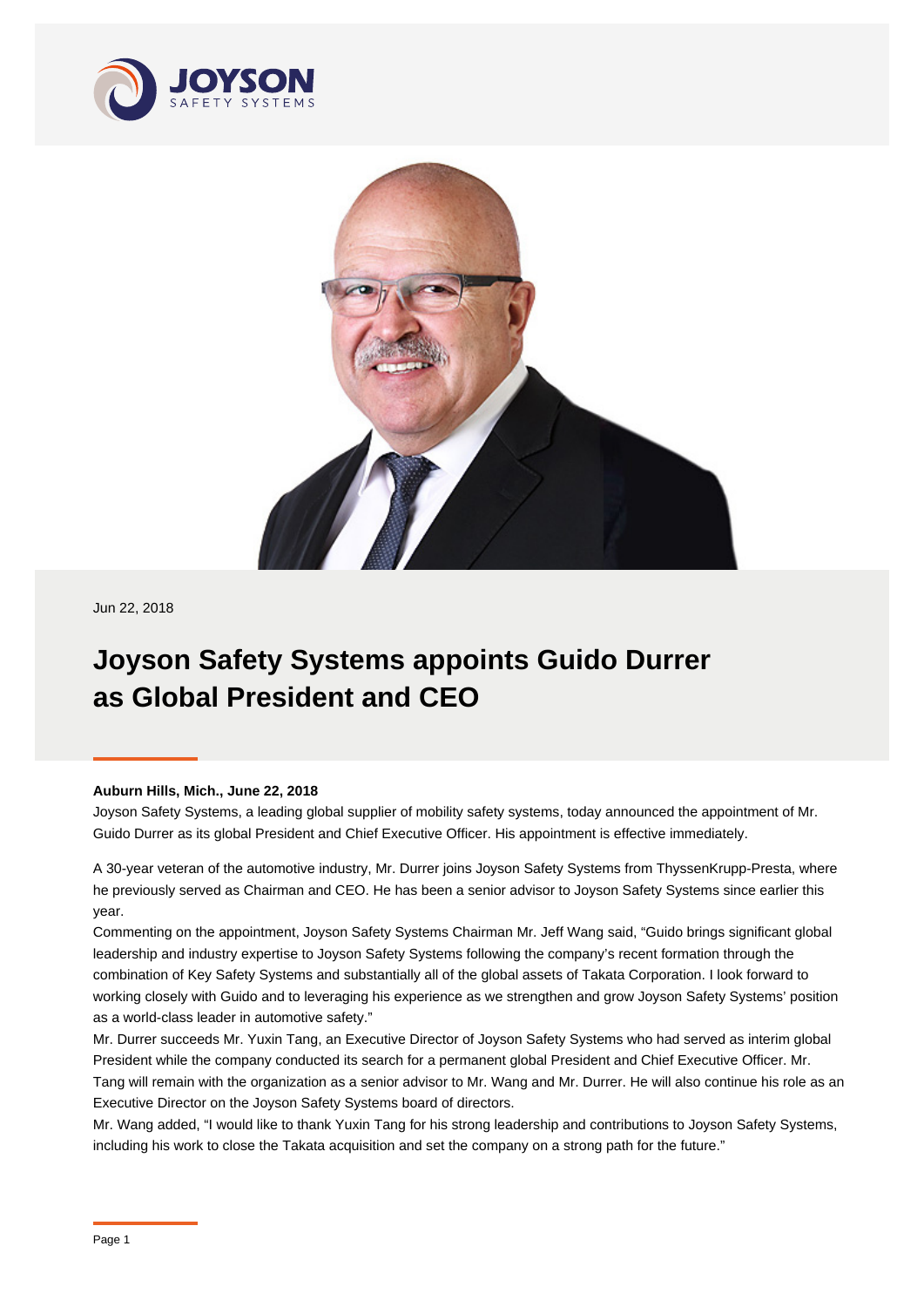Jun 22, 2018

# Joyson Safety Systems appoints Guido Durrer as Global President and CEO

**Auburn Hills, Mich., June 22, 2018**

Joyson Safety Systems, a leading global supplier of mobility safety systems, today announced the appointment of Mr. Guido Durrer as its global President and Chief Executive Officer. His appointment is effective immediately.

A 30-year veteran of the automotive industry, Mr. Durrer joins Joyson Safety Systems from ThyssenKrupp-Presta, where he previously served as Chairman and CEO. He has been a senior advisor to Joyson Safety Systems since earlier this year.

Commenting on the appointment, Joyson Safety Systems Chairman Mr. Jeff Wang said, "Guido brings significant global leadership and industry expertise to Joyson Safety Systems following the company's recent formation through the combination of Key Safety Systems and substantially all of the global assets of Takata Corporation. I look forward to working closely with Guido and to leveraging his experience as we strengthen and grow Joyson Safety Systems' position as a world-class leader in automotive safety."

Mr. Durrer succeeds Mr. Yuxin Tang, an Executive Director of Joyson Safety Systems who had served as interim global President while the company conducted its search for a permanent global President and Chief Executive Officer. Mr. Tang will remain with the organization as a senior advisor to Mr. Wang and Mr. Durrer. He will also continue his role as an Executive Director on the Joyson Safety Systems board of directors.

Mr. Wang added, "I would like to thank Yuxin Tang for his strong leadership and contributions to Joyson Safety Systems, including his work to close the Takata acquisition and set the company on a strong path for the future."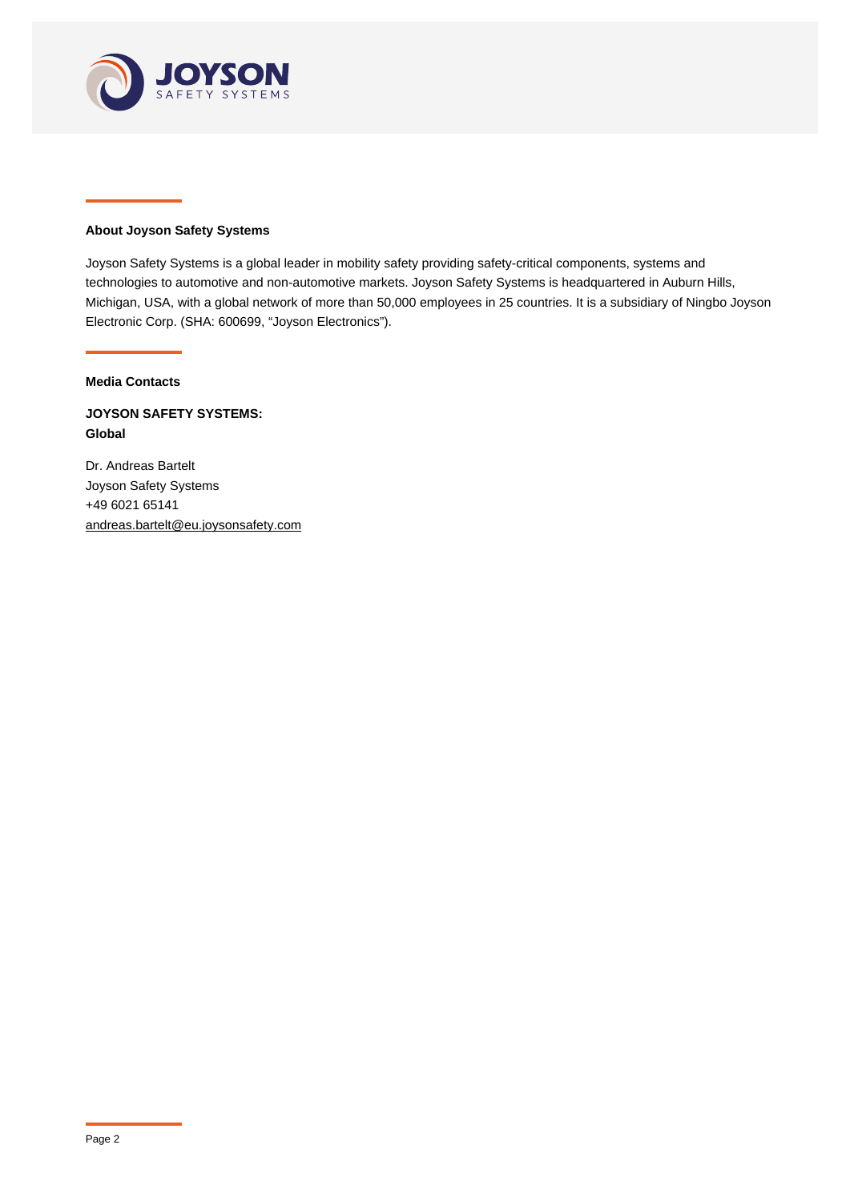**About Joyson Safety Systems**

Joyson Safety Systems is a global leader in mobility safety providing safety-critical components, systems and technologies to automotive and non-automotive markets. Joyson Safety Systems is headquartered in Auburn Hills, Michigan, USA, with a global network of more than 50,000 employees in 25 countries. It is a subsidiary of Ningbo Joyson Electronic Corp. (SHA: 600699, "Joyson Electronics").

**Media Contacts**

**JOYSON SAFETY SYSTEMS:**
**Global**

Dr. Andreas Bartelt
Joyson Safety Systems
+49 6021 65141
andreas.bartelt@eu.joysonsafety.com